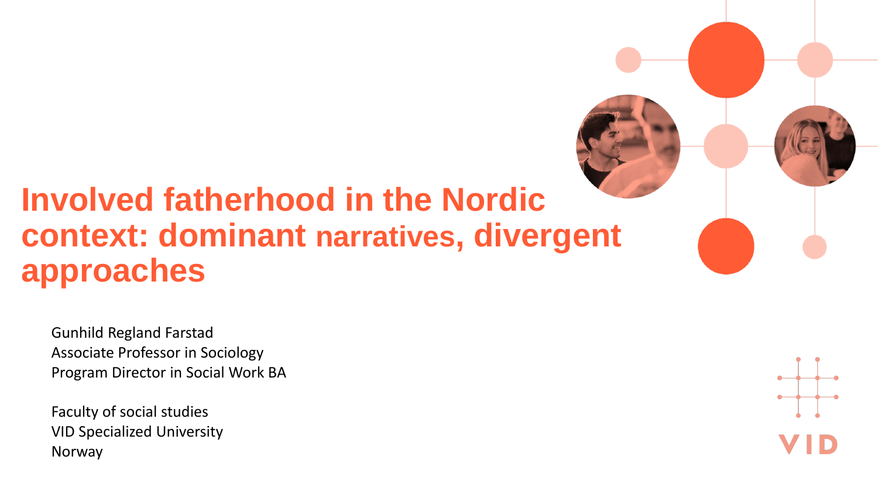# Involved fatherhood in the Nordic context: dominant narratives, divergent approaches

Gunhild Regland Farstad
Associate Professor in Sociology
Program Director in Social Work BA

Faculty of social studies
VID Specialized University
Norway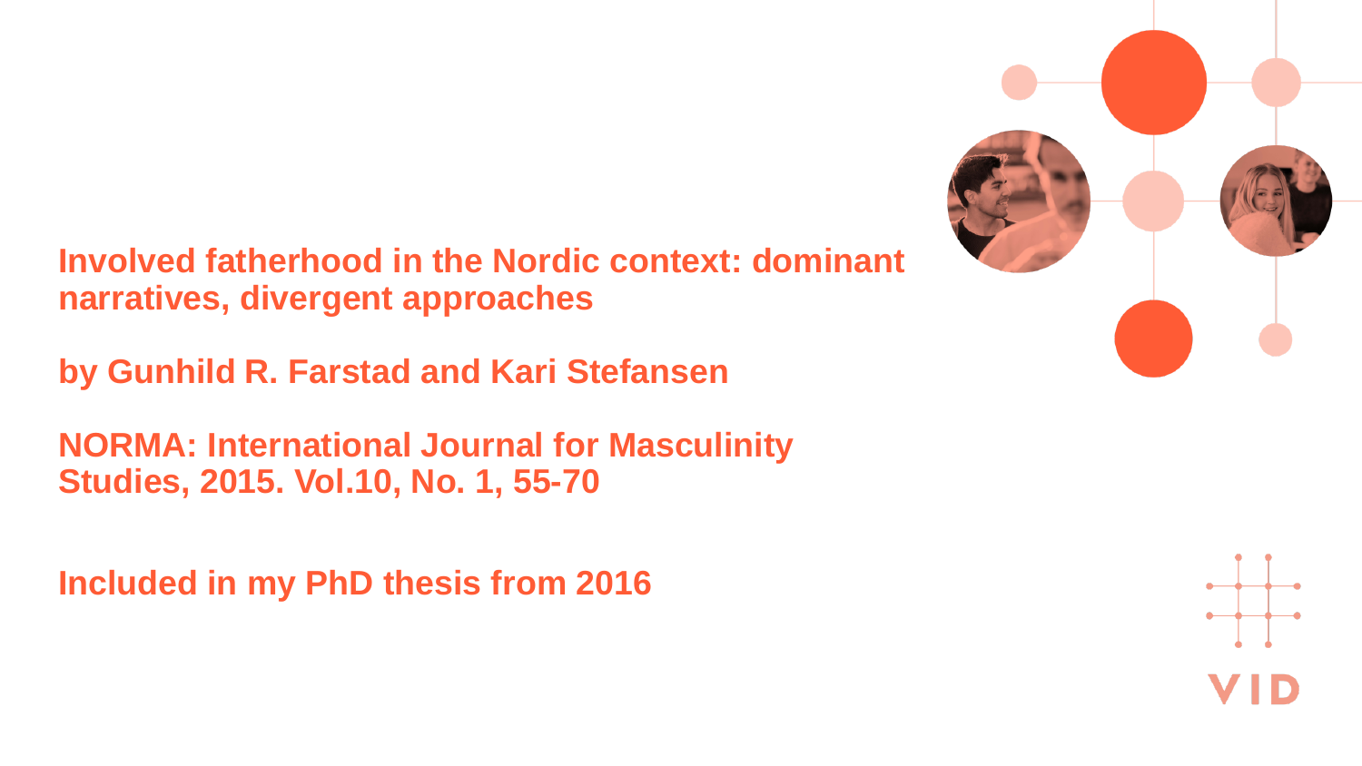**Involved fatherhood in the Nordic context: dominant narratives, divergent approaches**

**by Gunhild R. Farstad and Kari Stefansen**

**NORMA: International Journal for Masculinity Studies, 2015. Vol.10, No. 1, 55-70**

**Included in my PhD thesis from 2016**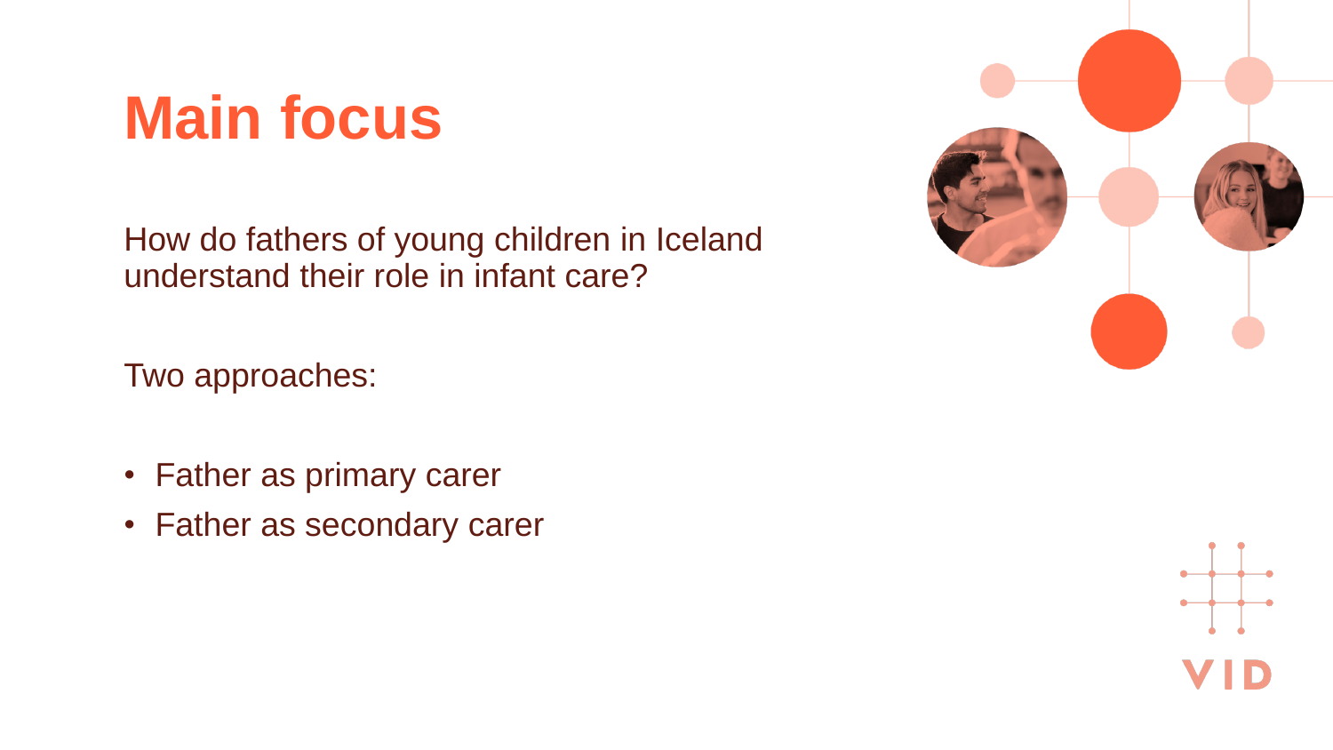# Main focus

How do fathers of young children in Iceland understand their role in infant care?

Two approaches:

- Father as primary carer
- Father as secondary carer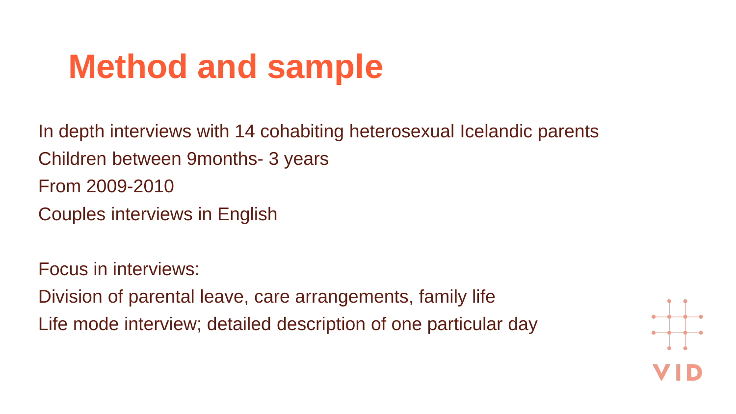# Method and sample

In depth interviews with 14 cohabiting heterosexual Icelandic parents

Children between 9months- 3 years

From 2009-2010

Couples interviews in English

Focus in interviews:

Division of parental leave, care arrangements, family life

Life mode interview; detailed description of one particular day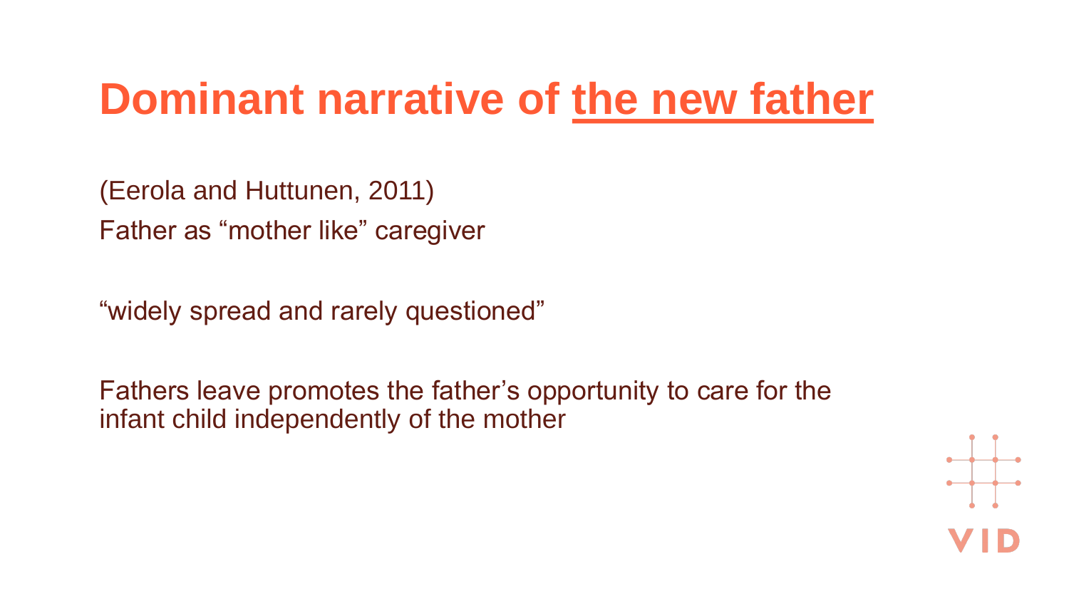# Dominant narrative of the new father

(Eerola and Huttunen, 2011)

Father as “mother like” caregiver

“widely spread and rarely questioned”

Fathers leave promotes the father’s opportunity to care for the infant child independently of the mother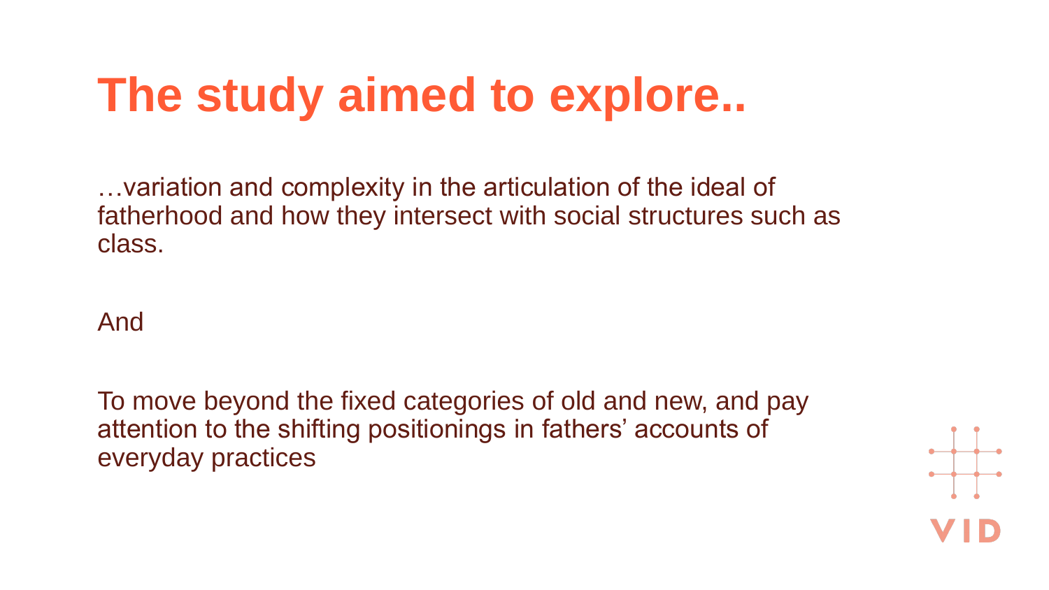# The study aimed to explore..

…variation and complexity in the articulation of the ideal of fatherhood and how they intersect with social structures such as class.

And

To move beyond the fixed categories of old and new, and pay attention to the shifting positionings in fathers' accounts of everyday practices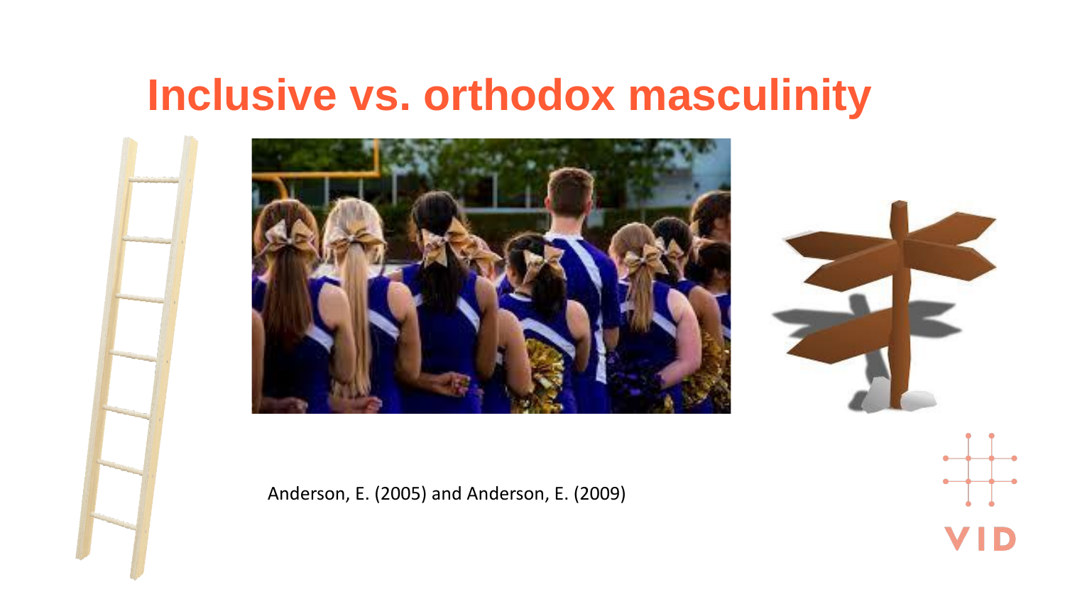# Inclusive vs. orthodox masculinity

Anderson, E. (2005) and Anderson, E. (2009)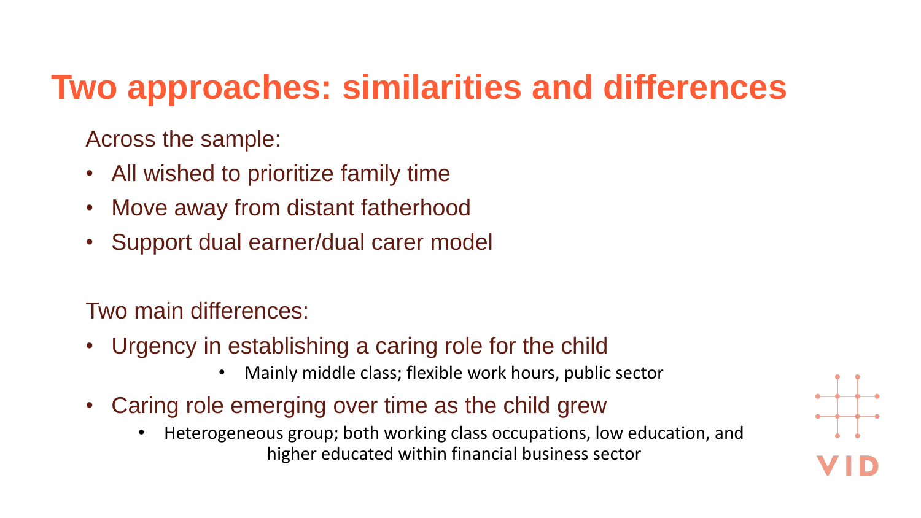# Two approaches: similarities and differences

Across the sample:

- All wished to prioritize family time
- Move away from distant fatherhood
- Support dual earner/dual carer model

Two main differences:

- Urgency in establishing a caring role for the child
    - Mainly middle class; flexible work hours, public sector
- Caring role emerging over time as the child grew
    - Heterogeneous group; both working class occupations, low education, and higher educated within financial business sector

VID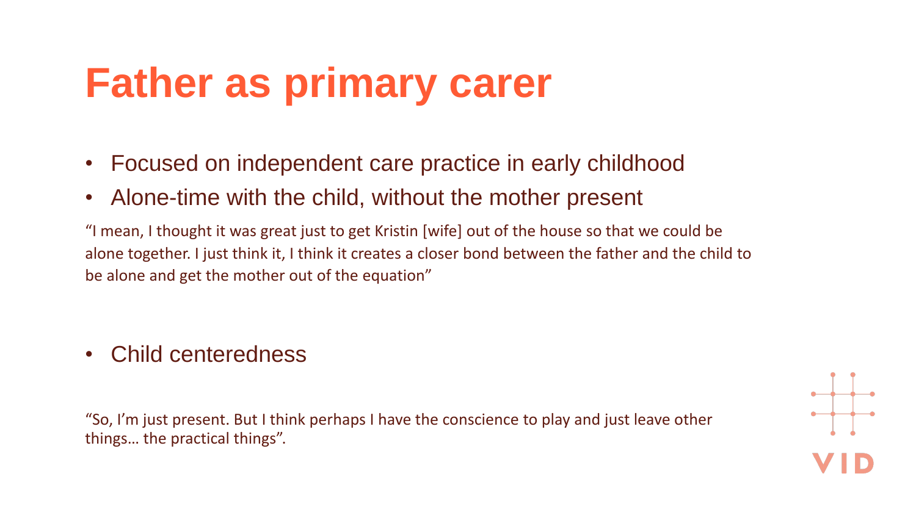# Father as primary carer

- Focused on independent care practice in early childhood
- Alone-time with the child, without the mother present

"I mean, I thought it was great just to get Kristin [wife] out of the house so that we could be alone together. I just think it, I think it creates a closer bond between the father and the child to be alone and get the mother out of the equation"

- Child centeredness

"So, I'm just present. But I think perhaps I have the conscience to play and just leave other things… the practical things".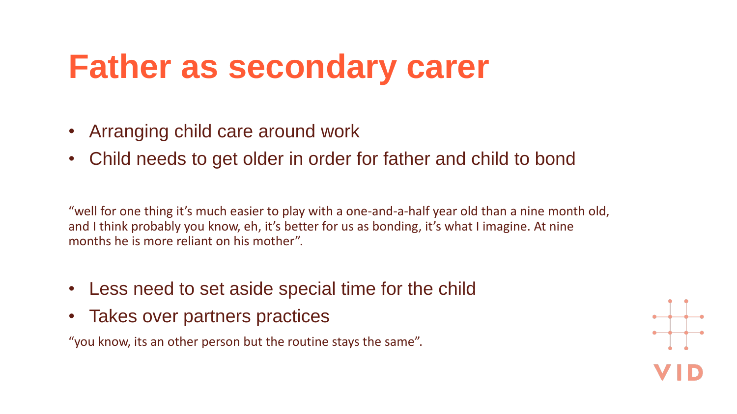# Father as secondary carer

- Arranging child care around work
- Child needs to get older in order for father and child to bond

"well for one thing it's much easier to play with a one-and-a-half year old than a nine month old, and I think probably you know, eh, it's better for us as bonding, it's what I imagine. At nine months he is more reliant on his mother".

- Less need to set aside special time for the child
- Takes over partners practices

"you know, its an other person but the routine stays the same".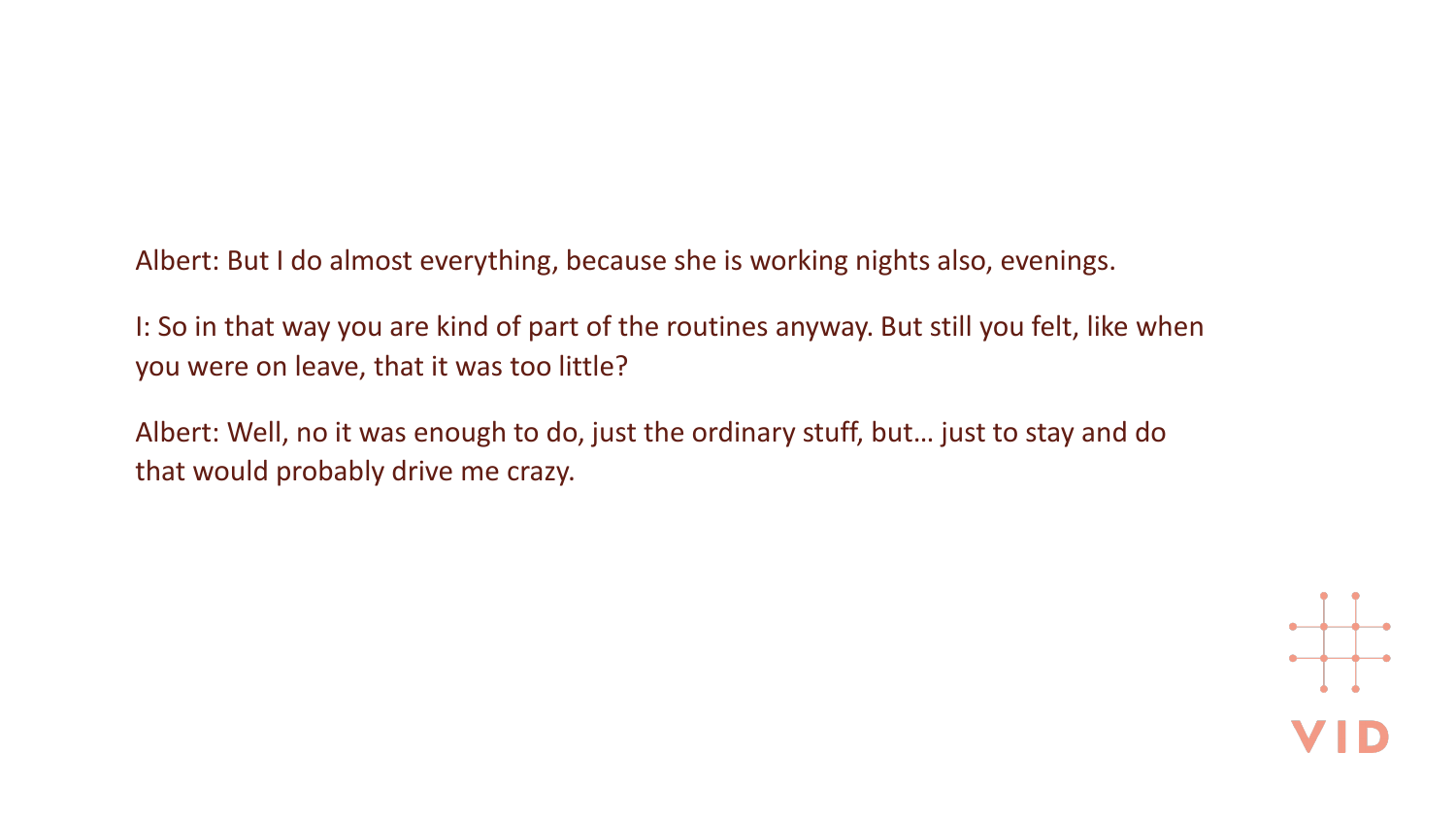Albert: But I do almost everything, because she is working nights also, evenings.

I: So in that way you are kind of part of the routines anyway. But still you felt, like when you were on leave, that it was too little?

Albert: Well, no it was enough to do, just the ordinary stuff, but… just to stay and do that would probably drive me crazy.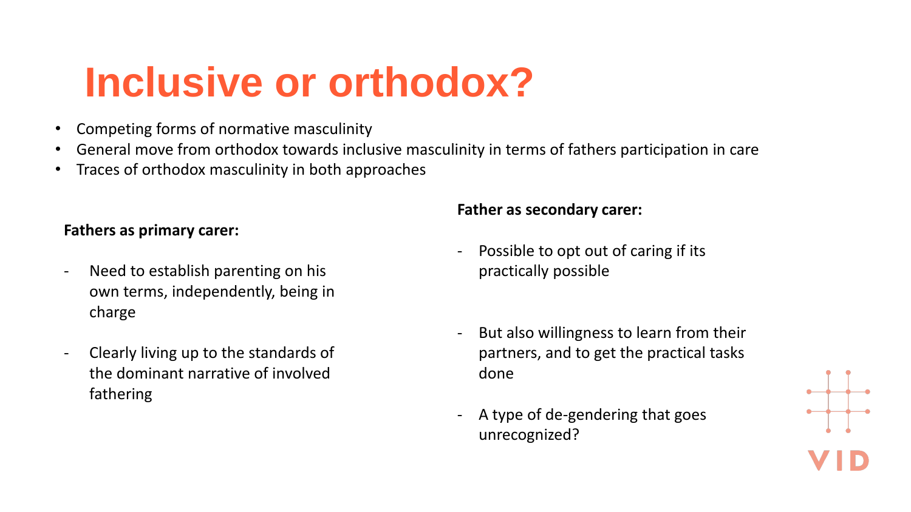# Inclusive or orthodox?

- Competing forms of normative masculinity
- General move from orthodox towards inclusive masculinity in terms of fathers participation in care
- Traces of orthodox masculinity in both approaches

**Fathers as primary carer:**

- Need to establish parenting on his own terms, independently, being in charge
- Clearly living up to the standards of the dominant narrative of involved fathering

**Father as secondary carer:**

- Possible to opt out of caring if its practically possible
- But also willingness to learn from their partners, and to get the practical tasks done
- A type of de-gendering that goes unrecognized?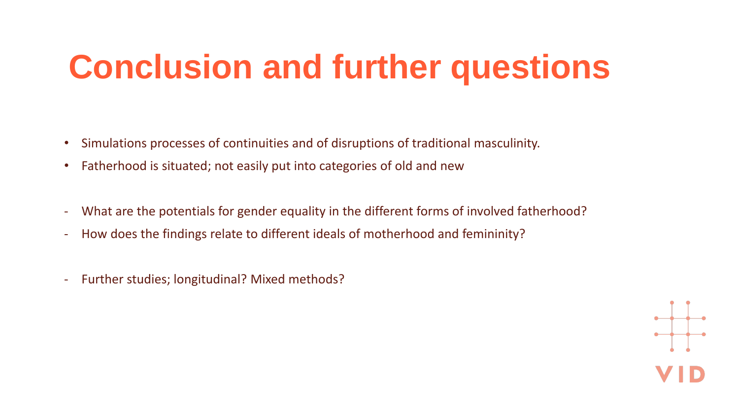# Conclusion and further questions

- Simulations processes of continuities and of disruptions of traditional masculinity.
- Fatherhood is situated; not easily put into categories of old and new

- What are the potentials for gender equality in the different forms of involved fatherhood?
- How does the findings relate to different ideals of motherhood and femininity?

- Further studies; longitudinal? Mixed methods?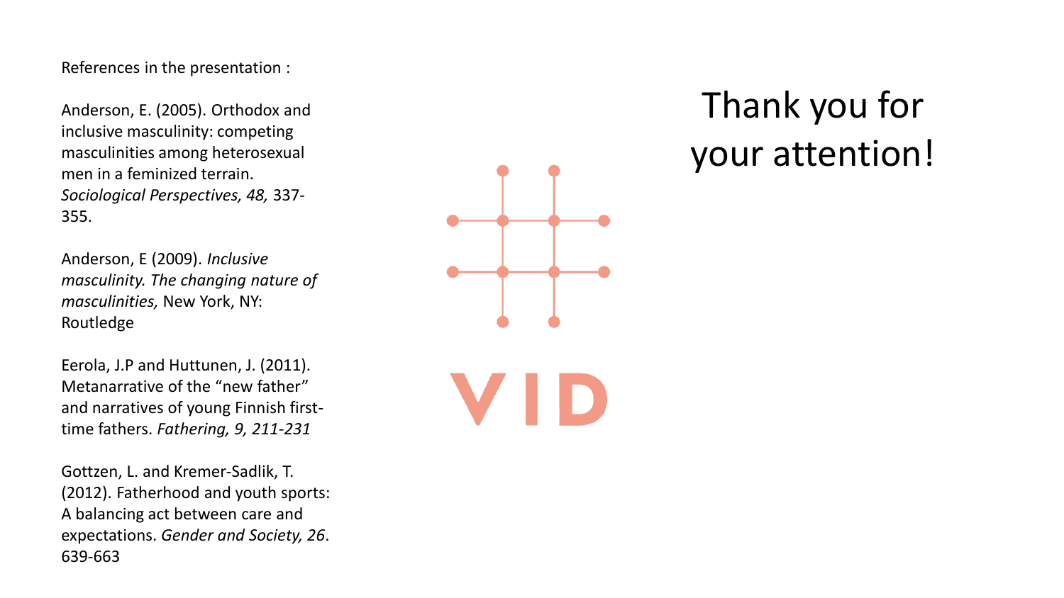References in the presentation :

Anderson, E. (2005). Orthodox and inclusive masculinity: competing masculinities among heterosexual men in a feminized terrain. *Sociological Perspectives, 48,* 337-355.

Anderson, E (2009). *Inclusive masculinity. The changing nature of masculinities,* New York, NY: Routledge

Eerola, J.P and Huttunen, J. (2011). Metanarrative of the "new father" and narratives of young Finnish first-time fathers. *Fathering, 9, 211-231*

Gottzen, L. and Kremer-Sadlik, T. (2012). Fatherhood and youth sports: A balancing act between care and expectations. *Gender and Society, 26*. 639-663

VID

# Thank you for your attention!